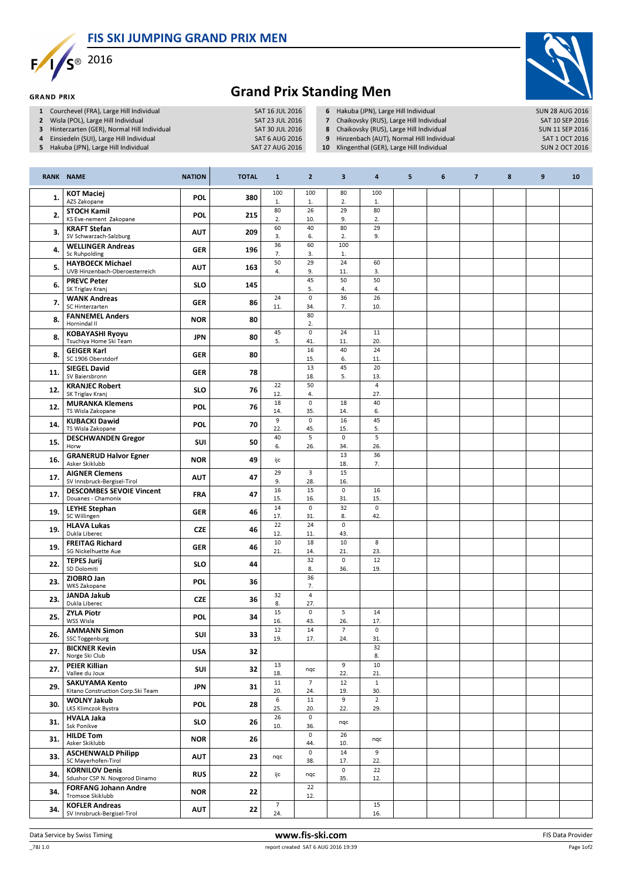# FIS SKI JUMPING GRAND PRIX MEN

2016

GRAND PRIX

## Grand Prix Standing Men

| # | Competition | Date |
|---|---|---|
| 1 | Courchevel (FRA), Large Hill Individual | SAT 16 JUL 2016 |
| 2 | Wisla (POL), Large Hill Individual | SAT 23 JUL 2016 |
| 3 | Hinterzarten (GER), Normal Hill Individual | SAT 30 JUL 2016 |
| 4 | Einsiedeln (SUI), Large Hill Individual | SAT 6 AUG 2016 |
| 5 | Hakuba (JPN), Large Hill Individual | SAT 27 AUG 2016 |
| 6 | Hakuba (JPN), Large Hill Individual | SUN 28 AUG 2016 |
| 7 | Chaikovsky (RUS), Large Hill Individual | SAT 10 SEP 2016 |
| 8 | Chaikovsky (RUS), Large Hill Individual | SUN 11 SEP 2016 |
| 9 | Hinzenbach (AUT), Normal Hill Individual | SAT 1 OCT 2016 |
| 10 | Klingenthal (GER), Large Hill Individual | SUN 2 OCT 2016 |

| RANK | NAME | NATION | TOTAL | 1 | 2 | 3 | 4 | 5 | 6 | 7 | 8 | 9 | 10 |
|---|---|---|---|---|---|---|---|---|---|---|---|---|---|
| 1. | **KOT Maciej** AZS Zakopane | POL | 380 | 100 1. | 100 1. | 80 2. | 100 1. | | | | | | |
| 2. | **STOCH Kamil** KS Eve-nement Zakopane | POL | 215 | 80 2. | 26 10. | 29 9. | 80 2. | | | | | | |
| 3. | **KRAFT Stefan** SV Schwarzach-Salzburg | AUT | 209 | 60 3. | 40 6. | 80 2. | 29 9. | | | | | | |
| 4. | **WELLINGER Andreas** Sc Ruhpolding | GER | 196 | 36 7. | 60 3. | 100 1. | | | | | | | |
| 5. | **HAYBOECK Michael** UVB Hinzenbach-Oberoesterreich | AUT | 163 | 50 4. | 29 9. | 24 11. | 60 3. | | | | | | |
| 6. | **PREVC Peter** SK Triglav Kranj | SLO | 145 | | 45 5. | 50 4. | 50 4. | | | | | | |
| 7. | **WANK Andreas** SC Hinterzarten | GER | 86 | 24 11. | 0 34. | 36 7. | 26 10. | | | | | | |
| 8. | **FANNEMEL Anders** Hornindal Il | NOR | 80 | | 80 2. | | | | | | | | |
| 8. | **KOBAYASHI Ryoyu** Tsuchiya Home Ski Team | JPN | 80 | 45 5. | 0 41. | 24 11. | 11 20. | | | | | | |
| 8. | **GEIGER Karl** SC 1906 Oberstdorf | GER | 80 | | 16 15. | 40 6. | 24 11. | | | | | | |
| 11. | **SIEGEL David** SV Baiersbronn | GER | 78 | | 13 18. | 45 5. | 20 13. | | | | | | |
| 12. | **KRANJEC Robert** SK Triglav Kranj | SLO | 76 | 22 12. | 50 4. | | 4 27. | | | | | | |
| 12. | **MURANKA Klemens** TS Wisla Zakopane | POL | 76 | 18 14. | 0 35. | 18 14. | 40 6. | | | | | | |
| 14. | **KUBACKI Dawid** TS Wisla Zakopane | POL | 70 | 9 22. | 0 45. | 16 15. | 45 5. | | | | | | |
| 15. | **DESCHWANDEN Gregor** Horw | SUI | 50 | 40 6. | 5 26. | 0 34. | 5 26. | | | | | | |
| 16. | **GRANERUD Halvor Egner** Asker Skiklubb | NOR | 49 | ijc | | 13 18. | 36 7. | | | | | | |
| 17. | **AIGNER Clemens** SV Innsbruck-Bergisel-Tirol | AUT | 47 | 29 9. | 3 28. | 15 16. | | | | | | | |
| 17. | **DESCOMBES SEVOIE Vincent** Douanes - Chamonix | FRA | 47 | 16 15. | 15 16. | 0 31. | 16 15. | | | | | | |
| 19. | **LEYHE Stephan** SC Willingen | GER | 46 | 14 17. | 0 31. | 32 8. | 0 42. | | | | | | |
| 19. | **HLAVA Lukas** Dukla Liberec | CZE | 46 | 22 12. | 24 11. | 0 43. | | | | | | | |
| 19. | **FREITAG Richard** SG Nickelhuette Aue | GER | 46 | 10 21. | 18 14. | 10 21. | 8 23. | | | | | | |
| 22. | **TEPES Jurij** SD Dolomiti | SLO | 44 | | 32 8. | 0 36. | 12 19. | | | | | | |
| 23. | **ZIOBRO Jan** WKS Zakopane | POL | 36 | | 36 7. | | | | | | | | |
| 23. | **JANDA Jakub** Dukla Liberec | CZE | 36 | 32 8. | 4 27. | | | | | | | | |
| 25. | **ZYLA Piotr** WSS Wisla | POL | 34 | 15 16. | 0 43. | 5 26. | 14 17. | | | | | | |
| 26. | **AMMANN Simon** SSC Toggenburg | SUI | 33 | 12 19. | 14 17. | 7 24. | 0 31. | | | | | | |
| 27. | **BICKNER Kevin** Norge Ski Club | USA | 32 | | | | 32 8. | | | | | | |
| 27. | **PEIER Killian** Vallee du Joux | SUI | 32 | 13 18. | nqc | 9 22. | 10 21. | | | | | | |
| 29. | **SAKUYAMA Kento** Kitano Construction Corp.Ski Team | JPN | 31 | 11 20. | 7 24. | 12 19. | 1 30. | | | | | | |
| 30. | **WOLNY Jakub** LKS Klimczok Bystra | POL | 28 | 6 25. | 11 20. | 9 22. | 2 29. | | | | | | |
| 31. | **HVALA Jaka** Ssk Ponikve | SLO | 26 | 26 10. | 0 36. | nqc | | | | | | | |
| 31. | **HILDE Tom** Asker Skiklubb | NOR | 26 | | 0 44. | 26 10. | nqc | | | | | | |
| 33. | **ASCHENWALD Philipp** SC Mayerhofen-Tirol | AUT | 23 | nqc | 0 38. | 14 17. | 9 22. | | | | | | |
| 34. | **KORNILOV Denis** Sdushor CSP N. Novgorod Dinamo | RUS | 22 | ijc | nqc | 0 35. | 22 12. | | | | | | |
| 34. | **FORFANG Johann Andre** Tromsoe Skiklubb | NOR | 22 | | 22 12. | | | | | | | | |
| 34. | **KOFLER Andreas** SV Innsbruck-Bergisel-Tirol | AUT | 22 | 7 24. | | | 15 16. | | | | | | |

Data Service by Swiss Timing — www.fis-ski.com — FIS Data Provider

_78J 1.0 — report created SAT 6 AUG 2016 19:39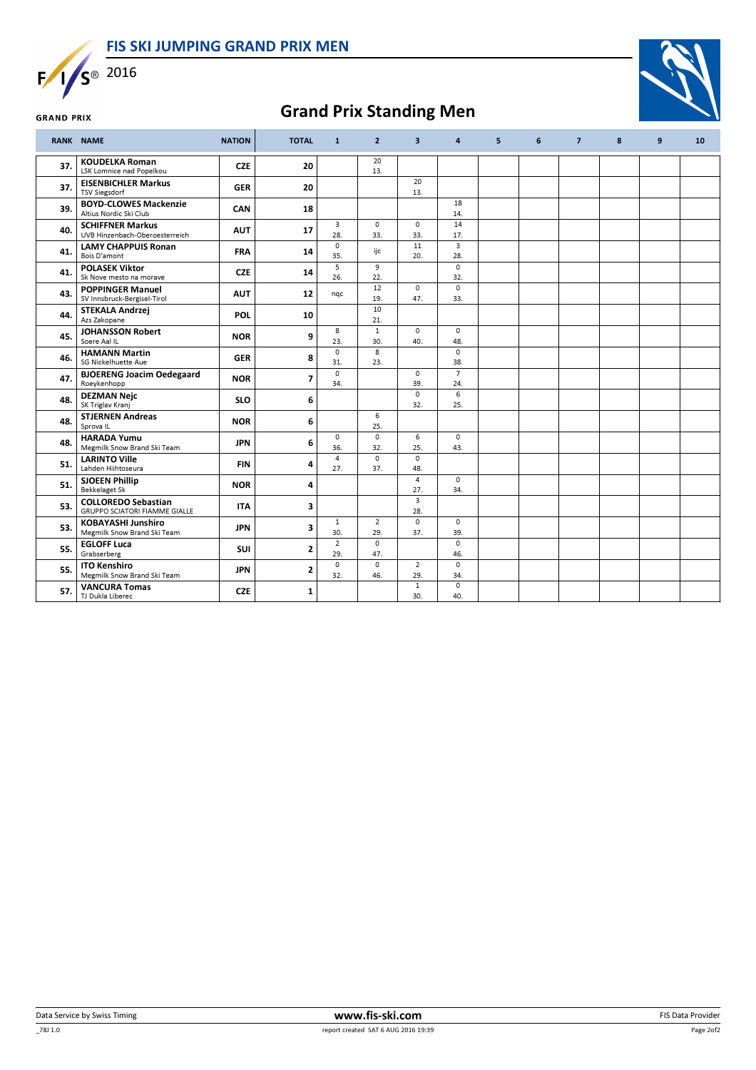FIS SKI JUMPING GRAND PRIX MEN

2016

GRAND PRIX

# Grand Prix Standing Men

| RANK | NAME | NATION | TOTAL | 1 | 2 | 3 | 4 | 5 | 6 | 7 | 8 | 9 | 10 |
|---|---|---|---|---|---|---|---|---|---|---|---|---|---|
| 37. | **KOUDELKA Roman** LSK Lomnice nad Popelkou | CZE | 20 | | 20 13. | | | | | | | | |
| 37. | **EISENBICHLER Markus** TSV Siegsdorf | GER | 20 | | | 20 13. | | | | | | | |
| 39. | **BOYD-CLOWES Mackenzie** Altius Nordic Ski Club | CAN | 18 | | | | 18 14. | | | | | | |
| 40. | **SCHIFFNER Markus** UVB Hinzenbach-Oberoesterreich | AUT | 17 | 3 28. | 0 33. | 0 33. | 14 17. | | | | | | |
| 41. | **LAMY CHAPPUIS Ronan** Bois D'amont | FRA | 14 | 0 35. | ijc | 11 20. | 3 28. | | | | | | |
| 41. | **POLASEK Viktor** Sk Nove mesto na morave | CZE | 14 | 5 26. | 9 22. | | 0 32. | | | | | | |
| 43. | **POPPINGER Manuel** SV Innsbruck-Bergisel-Tirol | AUT | 12 | nqc | 12 19. | 0 47. | 0 33. | | | | | | |
| 44. | **STEKALA Andrzej** Azs Zakopane | POL | 10 | | 10 21. | | | | | | | | |
| 45. | **JOHANSSON Robert** Soere Aal IL | NOR | 9 | 8 23. | 1 30. | 0 40. | 0 48. | | | | | | |
| 46. | **HAMANN Martin** SG Nickelhuette Aue | GER | 8 | 0 31. | 8 23. | | 0 38. | | | | | | |
| 47. | **BJOERENG Joacim Oedegaard** Roeykenhopp | NOR | 7 | 0 34. | | 0 39. | 7 24. | | | | | | |
| 48. | **DEZMAN Nejc** SK Triglav Kranj | SLO | 6 | | | 0 32. | 6 25. | | | | | | |
| 48. | **STJERNEN Andreas** Sprova IL | NOR | 6 | | 6 25. | | | | | | | | |
| 48. | **HARADA Yumu** Megmilk Snow Brand Ski Team | JPN | 6 | 0 36. | 0 32. | 6 25. | 0 43. | | | | | | |
| 51. | **LARINTO Ville** Lahden Hiihtoseura | FIN | 4 | 4 27. | 0 37. | 0 48. | | | | | | | |
| 51. | **SJOEEN Phillip** Bekkelaget Sk | NOR | 4 | | | 4 27. | 0 34. | | | | | | |
| 53. | **COLLOREDO Sebastian** GRUPPO SCIATORI FIAMME GIALLE | ITA | 3 | | | 3 28. | | | | | | | |
| 53. | **KOBAYASHI Junshiro** Megmilk Snow Brand Ski Team | JPN | 3 | 1 30. | 2 29. | 0 37. | 0 39. | | | | | | |
| 55. | **EGLOFF Luca** Grabserberg | SUI | 2 | 2 29. | 0 47. | | 0 46. | | | | | | |
| 55. | **ITO Kenshiro** Megmilk Snow Brand Ski Team | JPN | 2 | 0 32. | 0 46. | 2 29. | 0 34. | | | | | | |
| 57. | **VANCURA Tomas** TJ Dukla Liberec | CZE | 1 | | | 1 30. | 0 40. | | | | | | |

Data Service by Swiss Timing | www.fis-ski.com | FIS Data Provider

_78J 1.0 report created SAT 6 AUG 2016 19:39